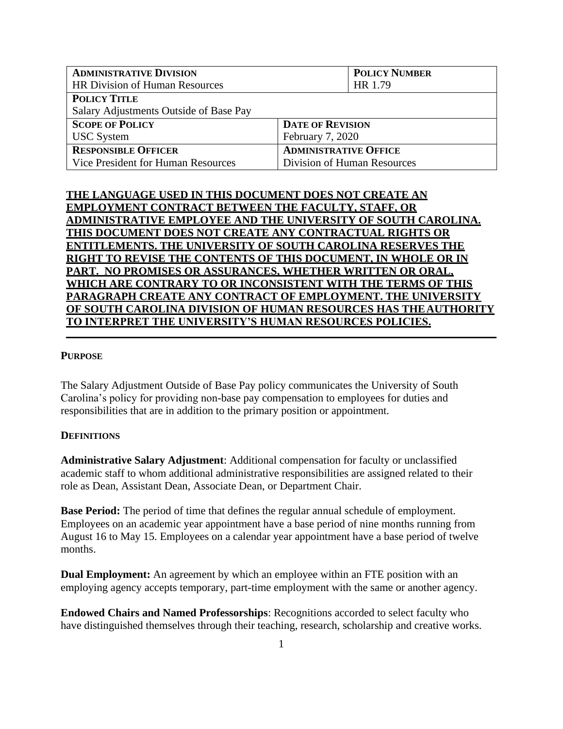| **ADMINISTRATIVE DIVISION**<br>HR Division of Human Resources | | **POLICY NUMBER**<br>HR 1.79 |
|---|---|---|
| **POLICY TITLE**<br>Salary Adjustments Outside of Base Pay | | |
| **SCOPE OF POLICY**<br>USC System | **DATE OF REVISION**<br>February 7, 2020 | |
| **RESPONSIBLE OFFICER**<br>Vice President for Human Resources | **ADMINISTRATIVE OFFICE**<br>Division of Human Resources | |

**THE LANGUAGE USED IN THIS DOCUMENT DOES NOT CREATE AN EMPLOYMENT CONTRACT BETWEEN THE FACULTY, STAFF, OR ADMINISTRATIVE EMPLOYEE AND THE UNIVERSITY OF SOUTH CAROLINA. THIS DOCUMENT DOES NOT CREATE ANY CONTRACTUAL RIGHTS OR ENTITLEMENTS. THE UNIVERSITY OF SOUTH CAROLINA RESERVES THE RIGHT TO REVISE THE CONTENTS OF THIS DOCUMENT, IN WHOLE OR IN PART. NO PROMISES OR ASSURANCES, WHETHER WRITTEN OR ORAL, WHICH ARE CONTRARY TO OR INCONSISTENT WITH THE TERMS OF THIS PARAGRAPH CREATE ANY CONTRACT OF EMPLOYMENT. THE UNIVERSITY OF SOUTH CAROLINA DIVISION OF HUMAN RESOURCES HAS THE AUTHORITY TO INTERPRET THE UNIVERSITY'S HUMAN RESOURCES POLICIES.**

## PURPOSE

The Salary Adjustment Outside of Base Pay policy communicates the University of South Carolina's policy for providing non-base pay compensation to employees for duties and responsibilities that are in addition to the primary position or appointment.

## DEFINITIONS

**Administrative Salary Adjustment**: Additional compensation for faculty or unclassified academic staff to whom additional administrative responsibilities are assigned related to their role as Dean, Assistant Dean, Associate Dean, or Department Chair.

**Base Period:** The period of time that defines the regular annual schedule of employment. Employees on an academic year appointment have a base period of nine months running from August 16 to May 15. Employees on a calendar year appointment have a base period of twelve months.

**Dual Employment:** An agreement by which an employee within an FTE position with an employing agency accepts temporary, part-time employment with the same or another agency.

**Endowed Chairs and Named Professorships**: Recognitions accorded to select faculty who have distinguished themselves through their teaching, research, scholarship and creative works.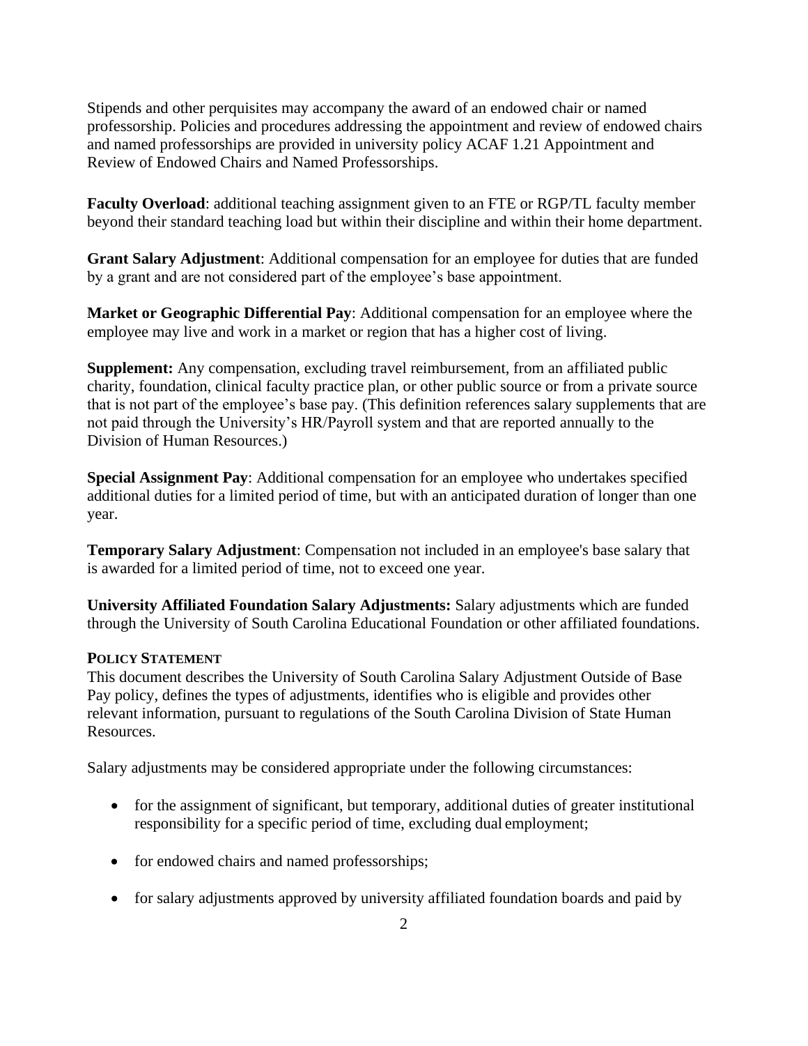Stipends and other perquisites may accompany the award of an endowed chair or named professorship. Policies and procedures addressing the appointment and review of endowed chairs and named professorships are provided in university policy ACAF 1.21 Appointment and Review of Endowed Chairs and Named Professorships.

**Faculty Overload**: additional teaching assignment given to an FTE or RGP/TL faculty member beyond their standard teaching load but within their discipline and within their home department.

**Grant Salary Adjustment**: Additional compensation for an employee for duties that are funded by a grant and are not considered part of the employee's base appointment.

**Market or Geographic Differential Pay**: Additional compensation for an employee where the employee may live and work in a market or region that has a higher cost of living.

**Supplement:** Any compensation, excluding travel reimbursement, from an affiliated public charity, foundation, clinical faculty practice plan, or other public source or from a private source that is not part of the employee's base pay. (This definition references salary supplements that are not paid through the University's HR/Payroll system and that are reported annually to the Division of Human Resources.)

**Special Assignment Pay**: Additional compensation for an employee who undertakes specified additional duties for a limited period of time, but with an anticipated duration of longer than one year.

**Temporary Salary Adjustment**: Compensation not included in an employee's base salary that is awarded for a limited period of time, not to exceed one year.

**University Affiliated Foundation Salary Adjustments:** Salary adjustments which are funded through the University of South Carolina Educational Foundation or other affiliated foundations.

## POLICY STATEMENT

This document describes the University of South Carolina Salary Adjustment Outside of Base Pay policy, defines the types of adjustments, identifies who is eligible and provides other relevant information, pursuant to regulations of the South Carolina Division of State Human Resources.

Salary adjustments may be considered appropriate under the following circumstances:

- for the assignment of significant, but temporary, additional duties of greater institutional responsibility for a specific period of time, excluding dual employment;
- for endowed chairs and named professorships;
- for salary adjustments approved by university affiliated foundation boards and paid by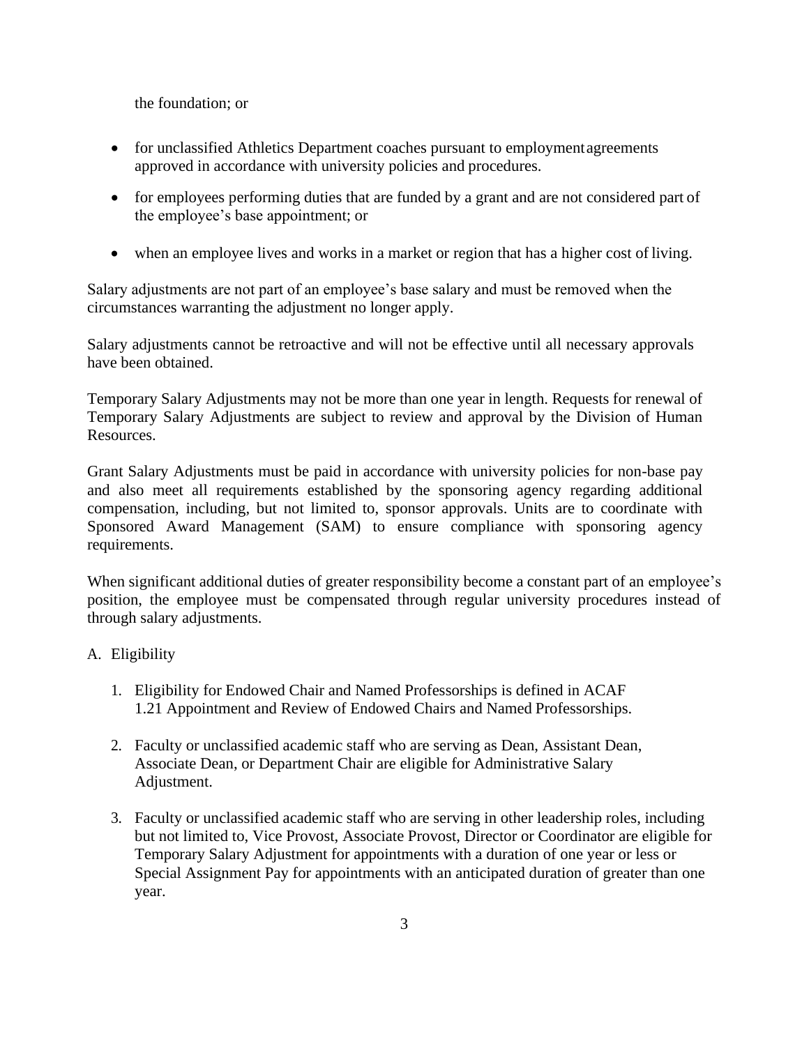the foundation; or

- for unclassified Athletics Department coaches pursuant to employment agreements approved in accordance with university policies and procedures.
- for employees performing duties that are funded by a grant and are not considered part of the employee's base appointment; or
- when an employee lives and works in a market or region that has a higher cost of living.

Salary adjustments are not part of an employee's base salary and must be removed when the circumstances warranting the adjustment no longer apply.

Salary adjustments cannot be retroactive and will not be effective until all necessary approvals have been obtained.

Temporary Salary Adjustments may not be more than one year in length. Requests for renewal of Temporary Salary Adjustments are subject to review and approval by the Division of Human Resources.

Grant Salary Adjustments must be paid in accordance with university policies for non-base pay and also meet all requirements established by the sponsoring agency regarding additional compensation, including, but not limited to, sponsor approvals. Units are to coordinate with Sponsored Award Management (SAM) to ensure compliance with sponsoring agency requirements.

When significant additional duties of greater responsibility become a constant part of an employee's position, the employee must be compensated through regular university procedures instead of through salary adjustments.

A. Eligibility

1. Eligibility for Endowed Chair and Named Professorships is defined in ACAF 1.21 Appointment and Review of Endowed Chairs and Named Professorships.
2. Faculty or unclassified academic staff who are serving as Dean, Assistant Dean, Associate Dean, or Department Chair are eligible for Administrative Salary Adjustment.
3. Faculty or unclassified academic staff who are serving in other leadership roles, including but not limited to, Vice Provost, Associate Provost, Director or Coordinator are eligible for Temporary Salary Adjustment for appointments with a duration of one year or less or Special Assignment Pay for appointments with an anticipated duration of greater than one year.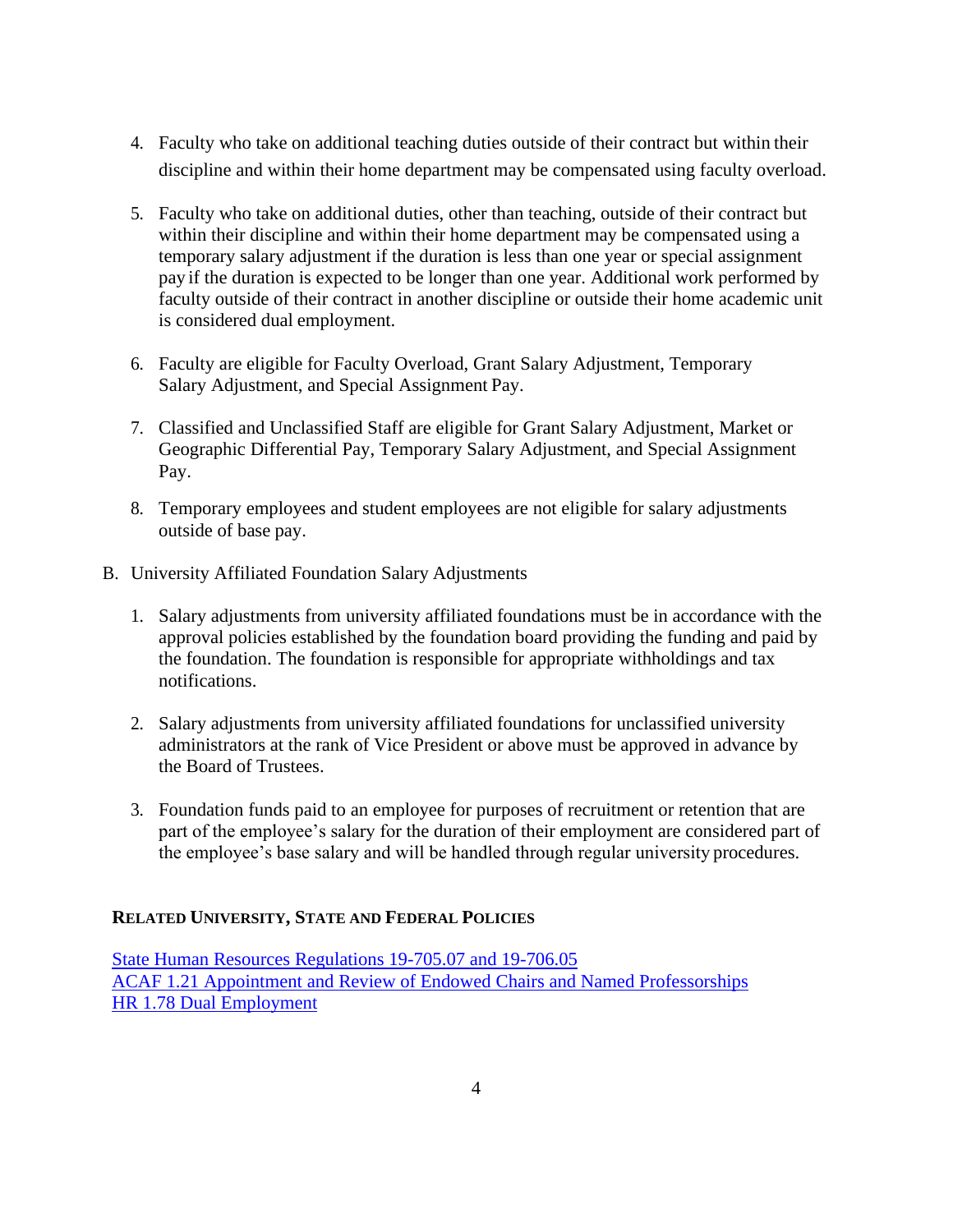4. Faculty who take on additional teaching duties outside of their contract but within their discipline and within their home department may be compensated using faculty overload.

5. Faculty who take on additional duties, other than teaching, outside of their contract but within their discipline and within their home department may be compensated using a temporary salary adjustment if the duration is less than one year or special assignment pay if the duration is expected to be longer than one year. Additional work performed by faculty outside of their contract in another discipline or outside their home academic unit is considered dual employment.

6. Faculty are eligible for Faculty Overload, Grant Salary Adjustment, Temporary Salary Adjustment, and Special Assignment Pay.

7. Classified and Unclassified Staff are eligible for Grant Salary Adjustment, Market or Geographic Differential Pay, Temporary Salary Adjustment, and Special Assignment Pay.

8. Temporary employees and student employees are not eligible for salary adjustments outside of base pay.

B. University Affiliated Foundation Salary Adjustments

1. Salary adjustments from university affiliated foundations must be in accordance with the approval policies established by the foundation board providing the funding and paid by the foundation. The foundation is responsible for appropriate withholdings and tax notifications.

2. Salary adjustments from university affiliated foundations for unclassified university administrators at the rank of Vice President or above must be approved in advance by the Board of Trustees.

3. Foundation funds paid to an employee for purposes of recruitment or retention that are part of the employee's salary for the duration of their employment are considered part of the employee's base salary and will be handled through regular university procedures.

## RELATED UNIVERSITY, STATE AND FEDERAL POLICIES

State Human Resources Regulations 19-705.07 and 19-706.05
ACAF 1.21 Appointment and Review of Endowed Chairs and Named Professorships
HR 1.78 Dual Employment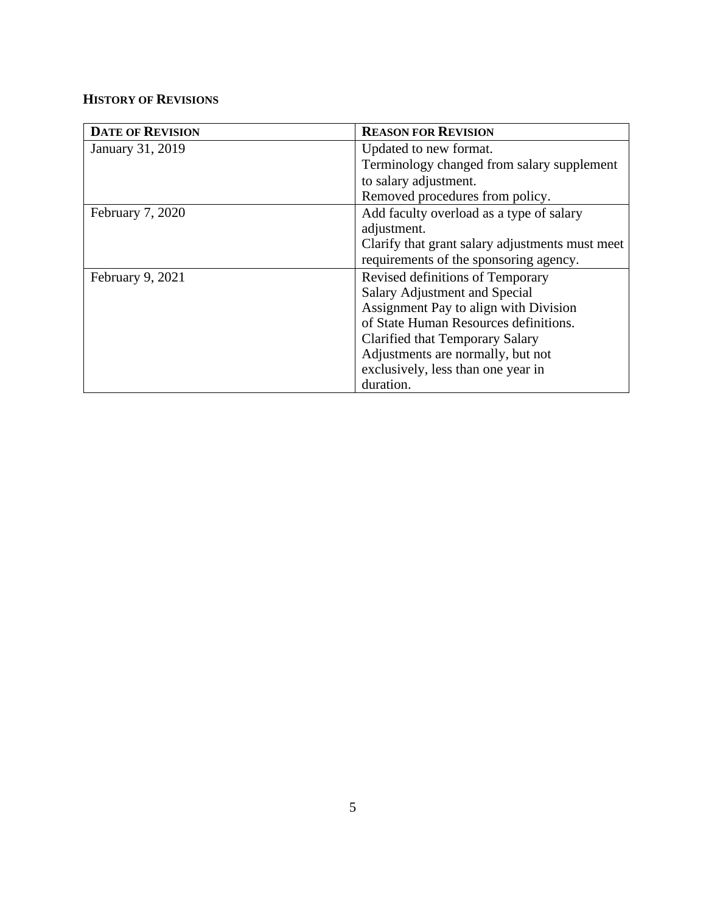## HISTORY OF REVISIONS

| DATE OF REVISION | REASON FOR REVISION |
| --- | --- |
| January 31, 2019 | Updated to new format. Terminology changed from salary supplement to salary adjustment. Removed procedures from policy. |
| February 7, 2020 | Add faculty overload as a type of salary adjustment. Clarify that grant salary adjustments must meet requirements of the sponsoring agency. |
| February 9, 2021 | Revised definitions of Temporary Salary Adjustment and Special Assignment Pay to align with Division of State Human Resources definitions. Clarified that Temporary Salary Adjustments are normally, but not exclusively, less than one year in duration. |